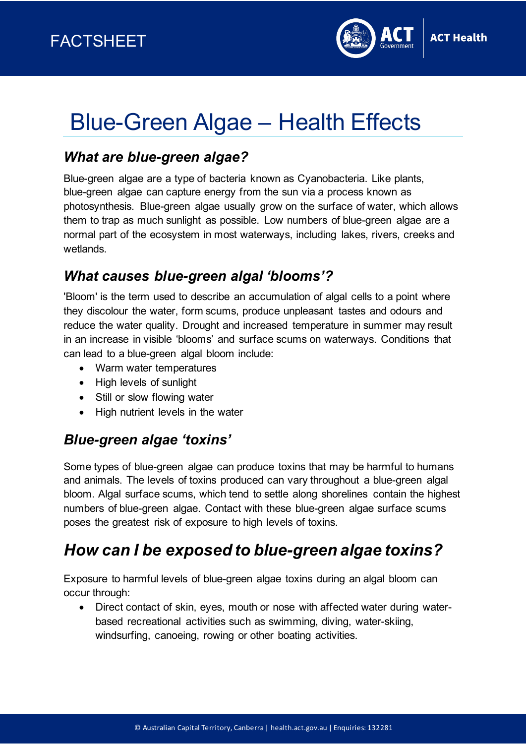FACTSHEET

# Blue-Green Algae – Health Effects

## *What are blue-green algae?*

Blue-green algae are a type of bacteria known as Cyanobacteria. Like plants, blue-green algae can capture energy from the sun via a process known as photosynthesis. Blue-green algae usually grow on the surface of water, which allows them to trap as much sunlight as possible. Low numbers of blue-green algae are a normal part of the ecosystem in most waterways, including lakes, rivers, creeks and wetlands.

## *What causes blue-green algal 'blooms'?*

'Bloom' is the term used to describe an accumulation of algal cells to a point where they discolour the water, form scums, produce unpleasant tastes and odours and reduce the water quality. Drought and increased temperature in summer may result in an increase in visible 'blooms' and surface scums on waterways. Conditions that can lead to a blue-green algal bloom include:

- Warm water temperatures
- High levels of sunlight
- Still or slow flowing water
- High nutrient levels in the water

## *Blue-green algae 'toxins'*

Some types of blue-green algae can produce toxins that may be harmful to humans and animals. The levels of toxins produced can vary throughout a blue-green algal bloom. Algal surface scums, which tend to settle along shorelines contain the highest numbers of blue-green algae. Contact with these blue-green algae surface scums poses the greatest risk of exposure to high levels of toxins.

# *How can I be exposed to blue-green algae toxins?*

Exposure to harmful levels of blue-green algae toxins during an algal bloom can occur through:

- Direct contact of skin, eyes, mouth or nose with affected water during water-based recreational activities such as swimming, diving, water-skiing, windsurfing, canoeing, rowing or other boating activities.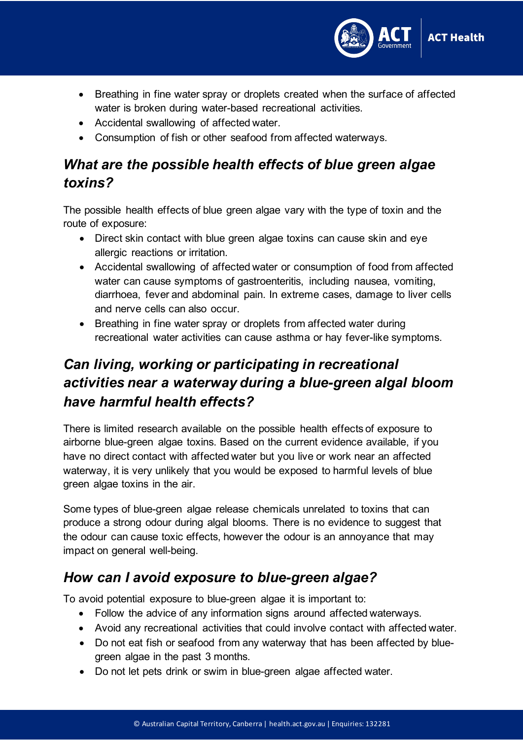- Breathing in fine water spray or droplets created when the surface of affected water is broken during water-based recreational activities.
- Accidental swallowing of affected water.
- Consumption of fish or other seafood from affected waterways.

## *What are the possible health effects of blue green algae toxins?*

The possible health effects of blue green algae vary with the type of toxin and the route of exposure:

- Direct skin contact with blue green algae toxins can cause skin and eye allergic reactions or irritation.
- Accidental swallowing of affected water or consumption of food from affected water can cause symptoms of gastroenteritis, including nausea, vomiting, diarrhoea, fever and abdominal pain. In extreme cases, damage to liver cells and nerve cells can also occur.
- Breathing in fine water spray or droplets from affected water during recreational water activities can cause asthma or hay fever-like symptoms.

## *Can living, working or participating in recreational activities near a waterway during a blue-green algal bloom have harmful health effects?*

There is limited research available on the possible health effects of exposure to airborne blue-green algae toxins. Based on the current evidence available, if you have no direct contact with affected water but you live or work near an affected waterway, it is very unlikely that you would be exposed to harmful levels of blue green algae toxins in the air.

Some types of blue-green algae release chemicals unrelated to toxins that can produce a strong odour during algal blooms. There is no evidence to suggest that the odour can cause toxic effects, however the odour is an annoyance that may impact on general well-being.

## *How can I avoid exposure to blue-green algae?*

To avoid potential exposure to blue-green algae it is important to:

- Follow the advice of any information signs around affected waterways.
- Avoid any recreational activities that could involve contact with affected water.
- Do not eat fish or seafood from any waterway that has been affected by blue-green algae in the past 3 months.
- Do not let pets drink or swim in blue-green algae affected water.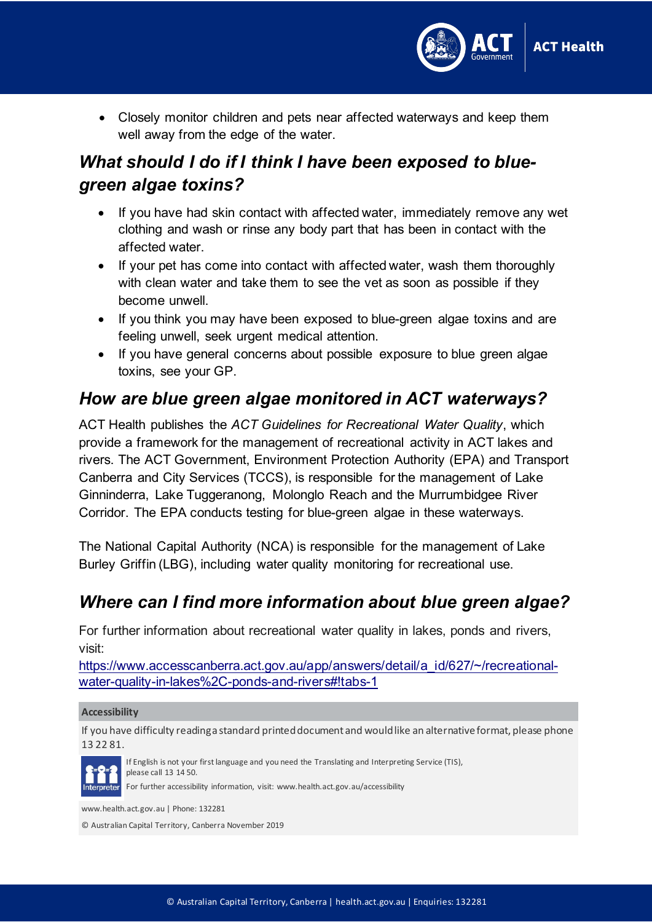- Closely monitor children and pets near affected waterways and keep them well away from the edge of the water.

## *What should I do if I think I have been exposed to blue-green algae toxins?*

- If you have had skin contact with affected water, immediately remove any wet clothing and wash or rinse any body part that has been in contact with the affected water.
- If your pet has come into contact with affected water, wash them thoroughly with clean water and take them to see the vet as soon as possible if they become unwell.
- If you think you may have been exposed to blue-green algae toxins and are feeling unwell, seek urgent medical attention.
- If you have general concerns about possible exposure to blue green algae toxins, see your GP.

## *How are blue green algae monitored in ACT waterways?*

ACT Health publishes the *ACT Guidelines for Recreational Water Quality*, which provide a framework for the management of recreational activity in ACT lakes and rivers. The ACT Government, Environment Protection Authority (EPA) and Transport Canberra and City Services (TCCS), is responsible for the management of Lake Ginninderra, Lake Tuggeranong, Molonglo Reach and the Murrumbidgee River Corridor. The EPA conducts testing for blue-green algae in these waterways.

The National Capital Authority (NCA) is responsible for the management of Lake Burley Griffin (LBG), including water quality monitoring for recreational use.

## *Where can I find more information about blue green algae?*

For further information about recreational water quality in lakes, ponds and rivers, visit:
[https://www.accesscanberra.act.gov.au/app/answers/detail/a_id/627/~/recreational-water-quality-in-lakes%2C-ponds-and-rivers#!tabs-1](https://www.accesscanberra.act.gov.au/app/answers/detail/a_id/627/~/recreational-water-quality-in-lakes%2C-ponds-and-rivers#!tabs-1)

**Accessibility**

If you have difficulty reading a standard printed document and would like an alternative format, please phone 13 22 81.

If English is not your first language and you need the Translating and Interpreting Service (TIS), please call 13 14 50.

For further accessibility information, visit: www.health.act.gov.au/accessibility

www.health.act.gov.au | Phone: 132281

© Australian Capital Territory, Canberra November 2019